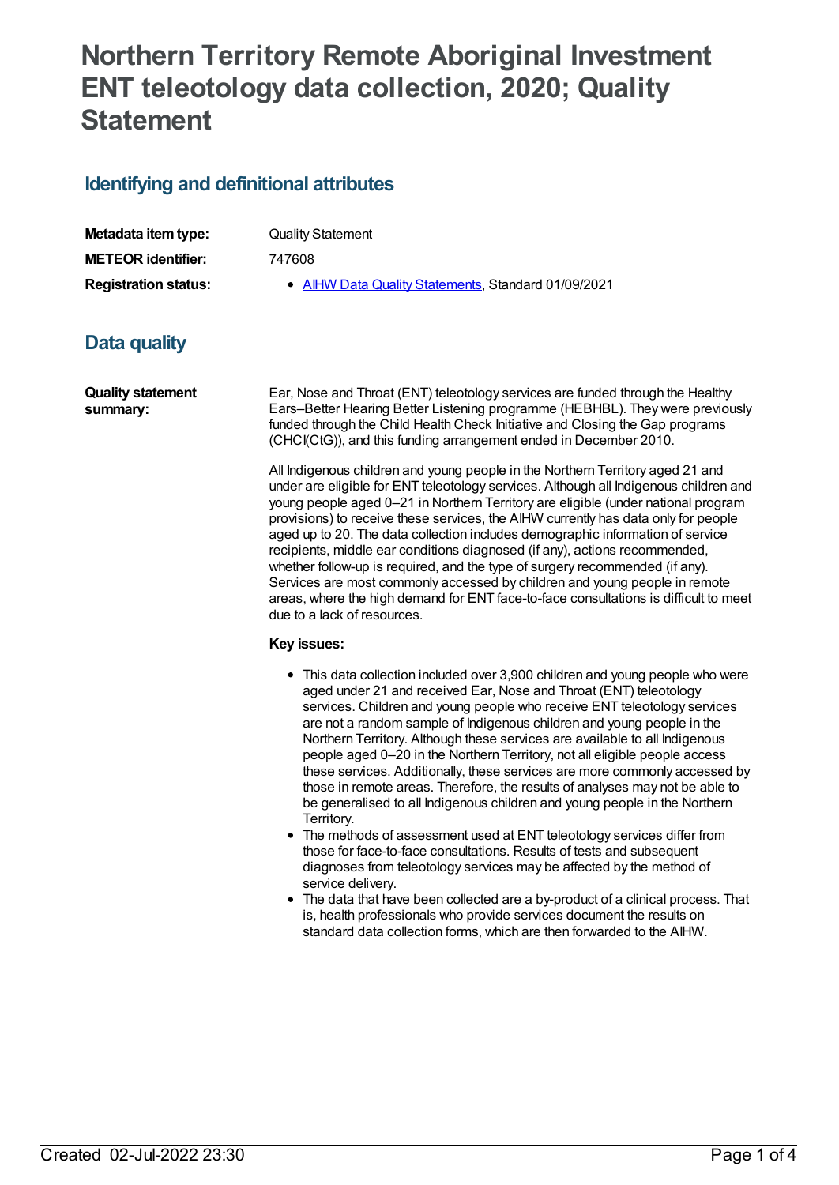# Northern Territory Remote Aboriginal Investment ENT teleotology data collection, 2020; Quality Statement

## Identifying and definitional attributes

| | |
|---|---|
| **Metadata item type:** | Quality Statement |
| **METEOR identifier:** | 747608 |
| **Registration status:** | • AIHW Data Quality Statements, Standard 01/09/2021 |

## Data quality

**Quality statement summary:**

Ear, Nose and Throat (ENT) teleotology services are funded through the Healthy Ears–Better Hearing Better Listening programme (HEBHBL). They were previously funded through the Child Health Check Initiative and Closing the Gap programs (CHCI(CtG)), and this funding arrangement ended in December 2010.

All Indigenous children and young people in the Northern Territory aged 21 and under are eligible for ENT teleotology services. Although all Indigenous children and young people aged 0–21 in Northern Territory are eligible (under national program provisions) to receive these services, the AIHW currently has data only for people aged up to 20. The data collection includes demographic information of service recipients, middle ear conditions diagnosed (if any), actions recommended, whether follow-up is required, and the type of surgery recommended (if any). Services are most commonly accessed by children and young people in remote areas, where the high demand for ENT face-to-face consultations is difficult to meet due to a lack of resources.

**Key issues:**

- This data collection included over 3,900 children and young people who were aged under 21 and received Ear, Nose and Throat (ENT) teleotology services. Children and young people who receive ENT teleotology services are not a random sample of Indigenous children and young people in the Northern Territory. Although these services are available to all Indigenous people aged 0–20 in the Northern Territory, not all eligible people access these services. Additionally, these services are more commonly accessed by those in remote areas. Therefore, the results of analyses may not be able to be generalised to all Indigenous children and young people in the Northern Territory.
- The methods of assessment used at ENT teleotology services differ from those for face-to-face consultations. Results of tests and subsequent diagnoses from teleotology services may be affected by the method of service delivery.
- The data that have been collected are a by-product of a clinical process. That is, health professionals who provide services document the results on standard data collection forms, which are then forwarded to the AIHW.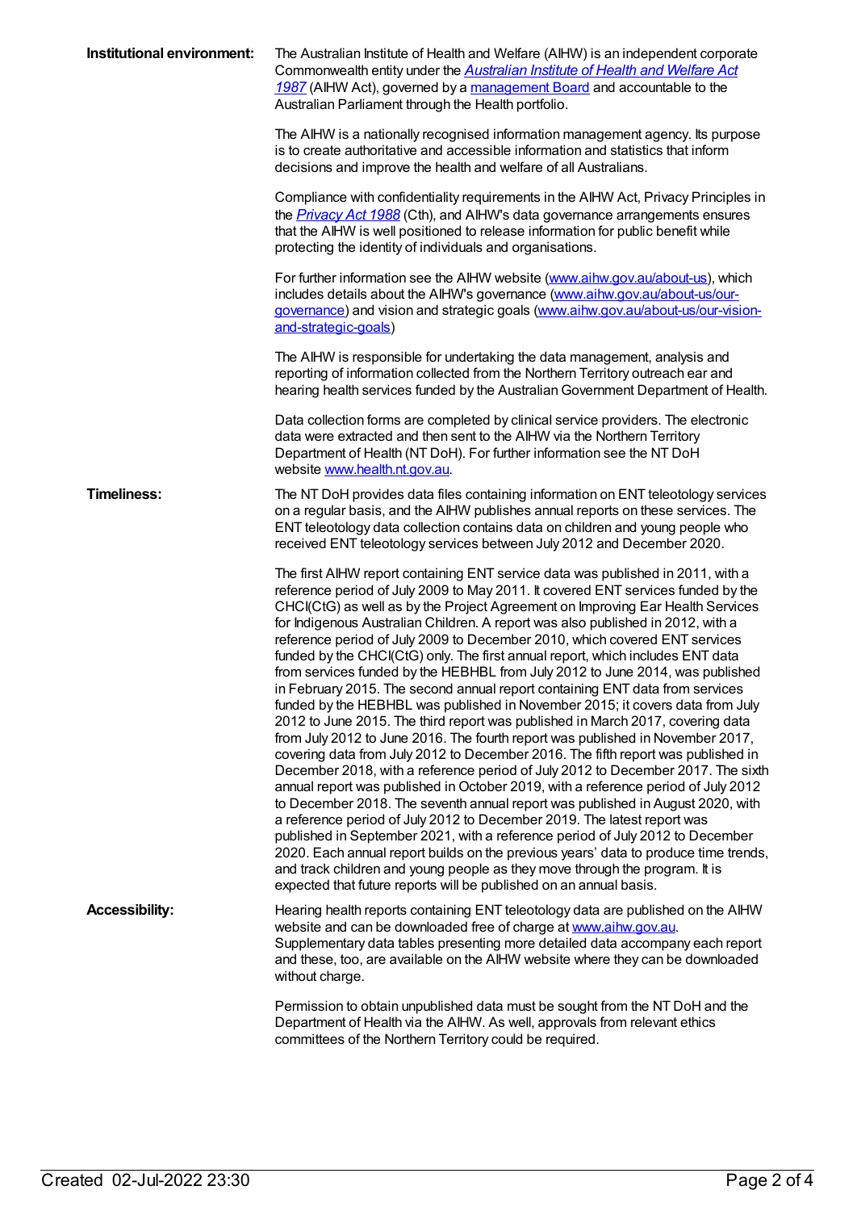**Institutional environment:**

The Australian Institute of Health and Welfare (AIHW) is an independent corporate Commonwealth entity under the *[Australian Institute of Health and Welfare Act 1987](#)* (AIHW Act), governed by a [management Board](#) and accountable to the Australian Parliament through the Health portfolio.

The AIHW is a nationally recognised information management agency. Its purpose is to create authoritative and accessible information and statistics that inform decisions and improve the health and welfare of all Australians.

Compliance with confidentiality requirements in the AIHW Act, Privacy Principles in the *[Privacy Act 1988](#)* (Cth), and AIHW's data governance arrangements ensures that the AIHW is well positioned to release information for public benefit while protecting the identity of individuals and organisations.

For further information see the AIHW website ([www.aihw.gov.au/about-us](http://www.aihw.gov.au/about-us)), which includes details about the AIHW's governance ([www.aihw.gov.au/about-us/our-governance](http://www.aihw.gov.au/about-us/our-governance)) and vision and strategic goals ([www.aihw.gov.au/about-us/our-vision-and-strategic-goals](http://www.aihw.gov.au/about-us/our-vision-and-strategic-goals))

The AIHW is responsible for undertaking the data management, analysis and reporting of information collected from the Northern Territory outreach ear and hearing health services funded by the Australian Government Department of Health.

Data collection forms are completed by clinical service providers. The electronic data were extracted and then sent to the AIHW via the Northern Territory Department of Health (NT DoH). For further information see the NT DoH website [www.health.nt.gov.au](http://www.health.nt.gov.au).

**Timeliness:**

The NT DoH provides data files containing information on ENT teleotology services on a regular basis, and the AIHW publishes annual reports on these services. The ENT teleotology data collection contains data on children and young people who received ENT teleotology services between July 2012 and December 2020.

The first AIHW report containing ENT service data was published in 2011, with a reference period of July 2009 to May 2011. It covered ENT services funded by the CHCI(CtG) as well as by the Project Agreement on Improving Ear Health Services for Indigenous Australian Children. A report was also published in 2012, with a reference period of July 2009 to December 2010, which covered ENT services funded by the CHCI(CtG) only. The first annual report, which includes ENT data from services funded by the HEBHBL from July 2012 to June 2014, was published in February 2015. The second annual report containing ENT data from services funded by the HEBHBL was published in November 2015; it covers data from July 2012 to June 2015. The third report was published in March 2017, covering data from July 2012 to June 2016. The fourth report was published in November 2017, covering data from July 2012 to December 2016. The fifth report was published in December 2018, with a reference period of July 2012 to December 2017. The sixth annual report was published in October 2019, with a reference period of July 2012 to December 2018. The seventh annual report was published in August 2020, with a reference period of July 2012 to December 2019. The latest report was published in September 2021, with a reference period of July 2012 to December 2020. Each annual report builds on the previous years' data to produce time trends, and track children and young people as they move through the program. It is expected that future reports will be published on an annual basis.

**Accessibility:**

Hearing health reports containing ENT teleotology data are published on the AIHW website and can be downloaded free of charge at [www.aihw.gov.au](http://www.aihw.gov.au). Supplementary data tables presenting more detailed data accompany each report and these, too, are available on the AIHW website where they can be downloaded without charge.

Permission to obtain unpublished data must be sought from the NT DoH and the Department of Health via the AIHW. As well, approvals from relevant ethics committees of the Northern Territory could be required.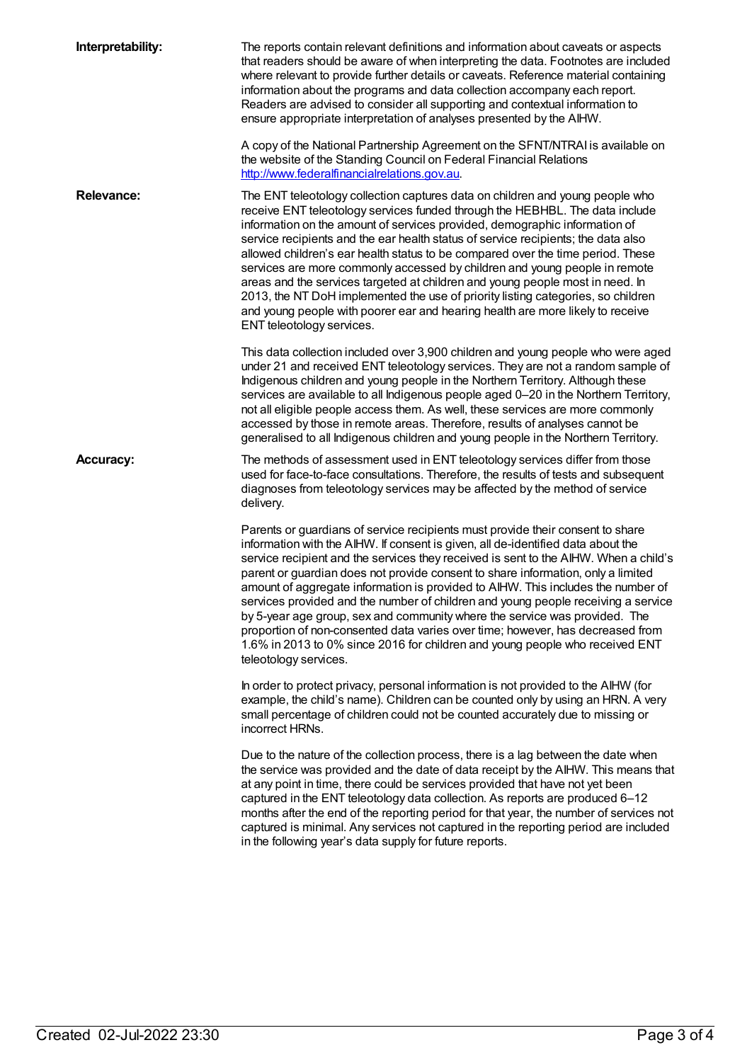**Interpretability:**

The reports contain relevant definitions and information about caveats or aspects that readers should be aware of when interpreting the data. Footnotes are included where relevant to provide further details or caveats. Reference material containing information about the programs and data collection accompany each report. Readers are advised to consider all supporting and contextual information to ensure appropriate interpretation of analyses presented by the AIHW.

A copy of the National Partnership Agreement on the SFNT/NTRAI is available on the website of the Standing Council on Federal Financial Relations [http://www.federalfinancialrelations.gov.au](http://www.federalfinancialrelations.gov.au).

**Relevance:**

The ENT teleotology collection captures data on children and young people who receive ENT teleotology services funded through the HEBHBL. The data include information on the amount of services provided, demographic information of service recipients and the ear health status of service recipients; the data also allowed children's ear health status to be compared over the time period. These services are more commonly accessed by children and young people in remote areas and the services targeted at children and young people most in need. In 2013, the NT DoH implemented the use of priority listing categories, so children and young people with poorer ear and hearing health are more likely to receive ENT teleotology services.

This data collection included over 3,900 children and young people who were aged under 21 and received ENT teleotology services. They are not a random sample of Indigenous children and young people in the Northern Territory. Although these services are available to all Indigenous people aged 0–20 in the Northern Territory, not all eligible people access them. As well, these services are more commonly accessed by those in remote areas. Therefore, results of analyses cannot be generalised to all Indigenous children and young people in the Northern Territory.

**Accuracy:**

The methods of assessment used in ENT teleotology services differ from those used for face-to-face consultations. Therefore, the results of tests and subsequent diagnoses from teleotology services may be affected by the method of service delivery.

Parents or guardians of service recipients must provide their consent to share information with the AIHW. If consent is given, all de-identified data about the service recipient and the services they received is sent to the AIHW. When a child's parent or guardian does not provide consent to share information, only a limited amount of aggregate information is provided to AIHW. This includes the number of services provided and the number of children and young people receiving a service by 5-year age group, sex and community where the service was provided. The proportion of non-consented data varies over time; however, has decreased from 1.6% in 2013 to 0% since 2016 for children and young people who received ENT teleotology services.

In order to protect privacy, personal information is not provided to the AIHW (for example, the child's name). Children can be counted only by using an HRN. A very small percentage of children could not be counted accurately due to missing or incorrect HRNs.

Due to the nature of the collection process, there is a lag between the date when the service was provided and the date of data receipt by the AIHW. This means that at any point in time, there could be services provided that have not yet been captured in the ENT teleotology data collection. As reports are produced 6–12 months after the end of the reporting period for that year, the number of services not captured is minimal. Any services not captured in the reporting period are included in the following year's data supply for future reports.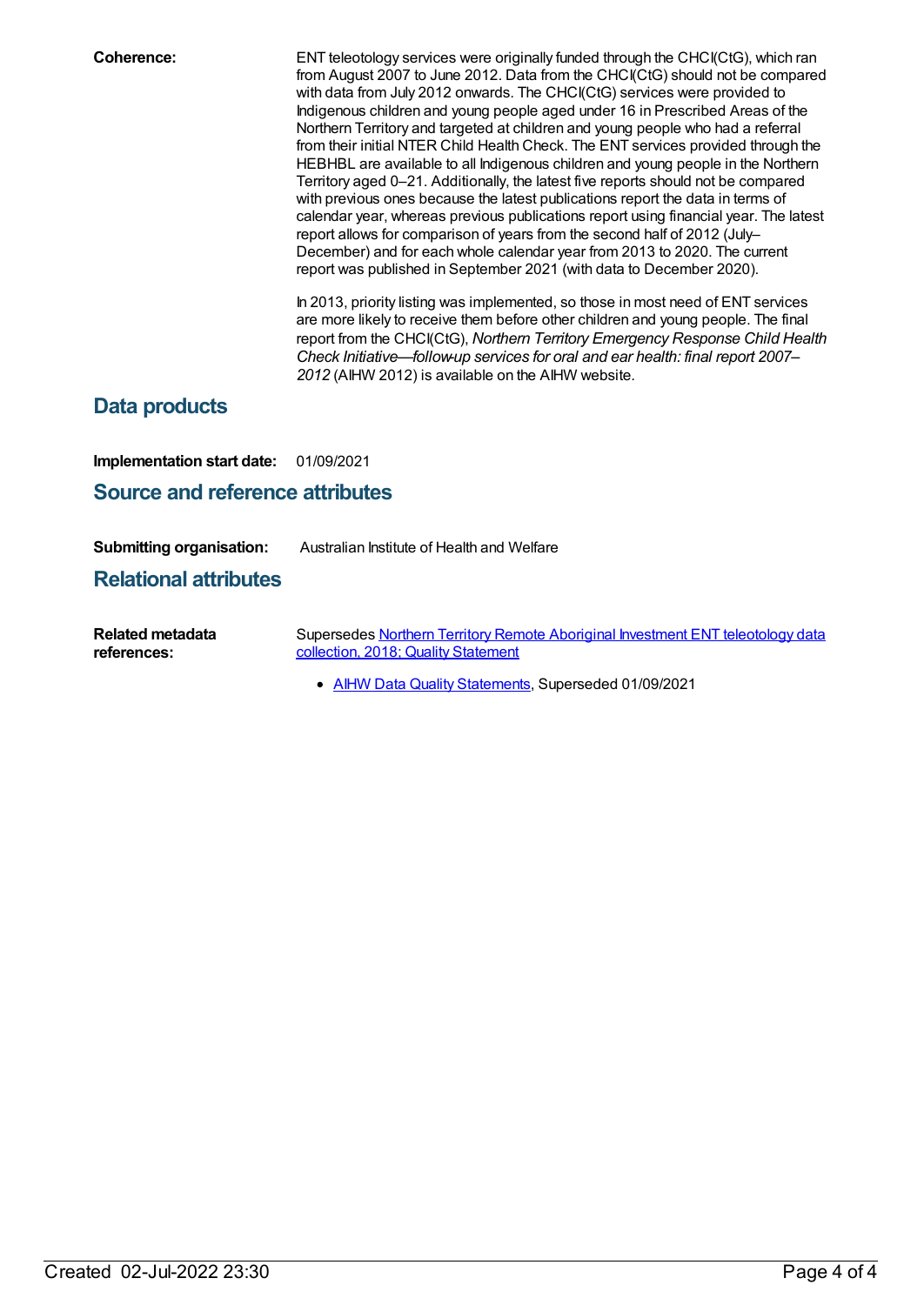**Coherence:** ENT teleotology services were originally funded through the CHCI(CtG), which ran from August 2007 to June 2012. Data from the CHCI(CtG) should not be compared with data from July 2012 onwards. The CHCI(CtG) services were provided to Indigenous children and young people aged under 16 in Prescribed Areas of the Northern Territory and targeted at children and young people who had a referral from their initial NTER Child Health Check. The ENT services provided through the HEBHBL are available to all Indigenous children and young people in the Northern Territory aged 0–21. Additionally, the latest five reports should not be compared with previous ones because the latest publications report the data in terms of calendar year, whereas previous publications report using financial year. The latest report allows for comparison of years from the second half of 2012 (July–December) and for each whole calendar year from 2013 to 2020. The current report was published in September 2021 (with data to December 2020).

In 2013, priority listing was implemented, so those in most need of ENT services are more likely to receive them before other children and young people. The final report from the CHCI(CtG), *Northern Territory Emergency Response Child Health Check Initiative—follow-up services for oral and ear health: final report 2007–2012* (AIHW 2012) is available on the AIHW website.

## Data products

**Implementation start date:** 01/09/2021

## Source and reference attributes

**Submitting organisation:** Australian Institute of Health and Welfare

## Relational attributes

**Related metadata references:** Supersedes Northern Territory Remote Aboriginal Investment ENT teleotology data collection, 2018; Quality Statement

- AIHW Data Quality Statements, Superseded 01/09/2021